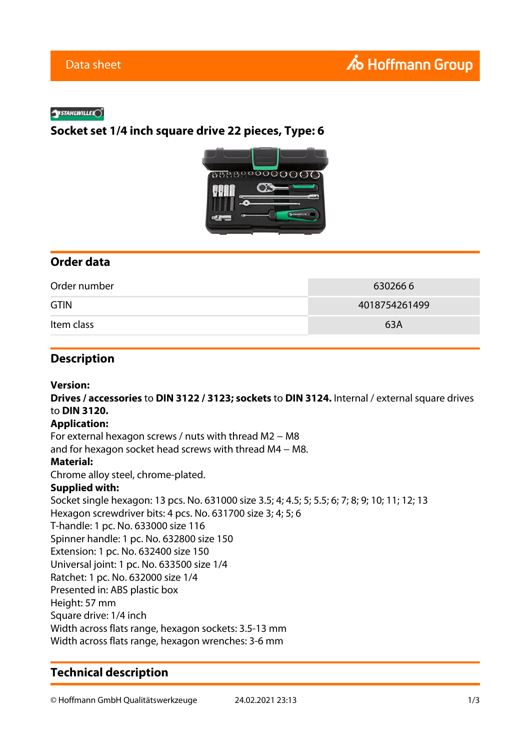Data sheet

# Socket set 1/4 inch square drive 22 pieces, Type: 6

## Order data

| | |
|---|---|
| Order number | 630266 6 |
| GTIN | 4018754261499 |
| Item class | 63A |

## Description

**Version:**
**Drives / accessories** to **DIN 3122 / 3123; sockets** to **DIN 3124.** Internal / external square drives to **DIN 3120.**
**Application:**
For external hexagon screws / nuts with thread M2 – M8
and for hexagon socket head screws with thread M4 – M8.
**Material:**
Chrome alloy steel, chrome-plated.
**Supplied with:**
Socket single hexagon: 13 pcs. No. 631000 size 3.5; 4; 4.5; 5; 5.5; 6; 7; 8; 9; 10; 11; 12; 13
Hexagon screwdriver bits: 4 pcs. No. 631700 size 3; 4; 5; 6
T-handle: 1 pc. No. 633000 size 116
Spinner handle: 1 pc. No. 632800 size 150
Extension: 1 pc. No. 632400 size 150
Universal joint: 1 pc. No. 633500 size 1/4
Ratchet: 1 pc. No. 632000 size 1/4
Presented in: ABS plastic box
Height: 57 mm
Square drive: 1/4 inch
Width across flats range, hexagon sockets: 3.5-13 mm
Width across flats range, hexagon wrenches: 3-6 mm

## Technical description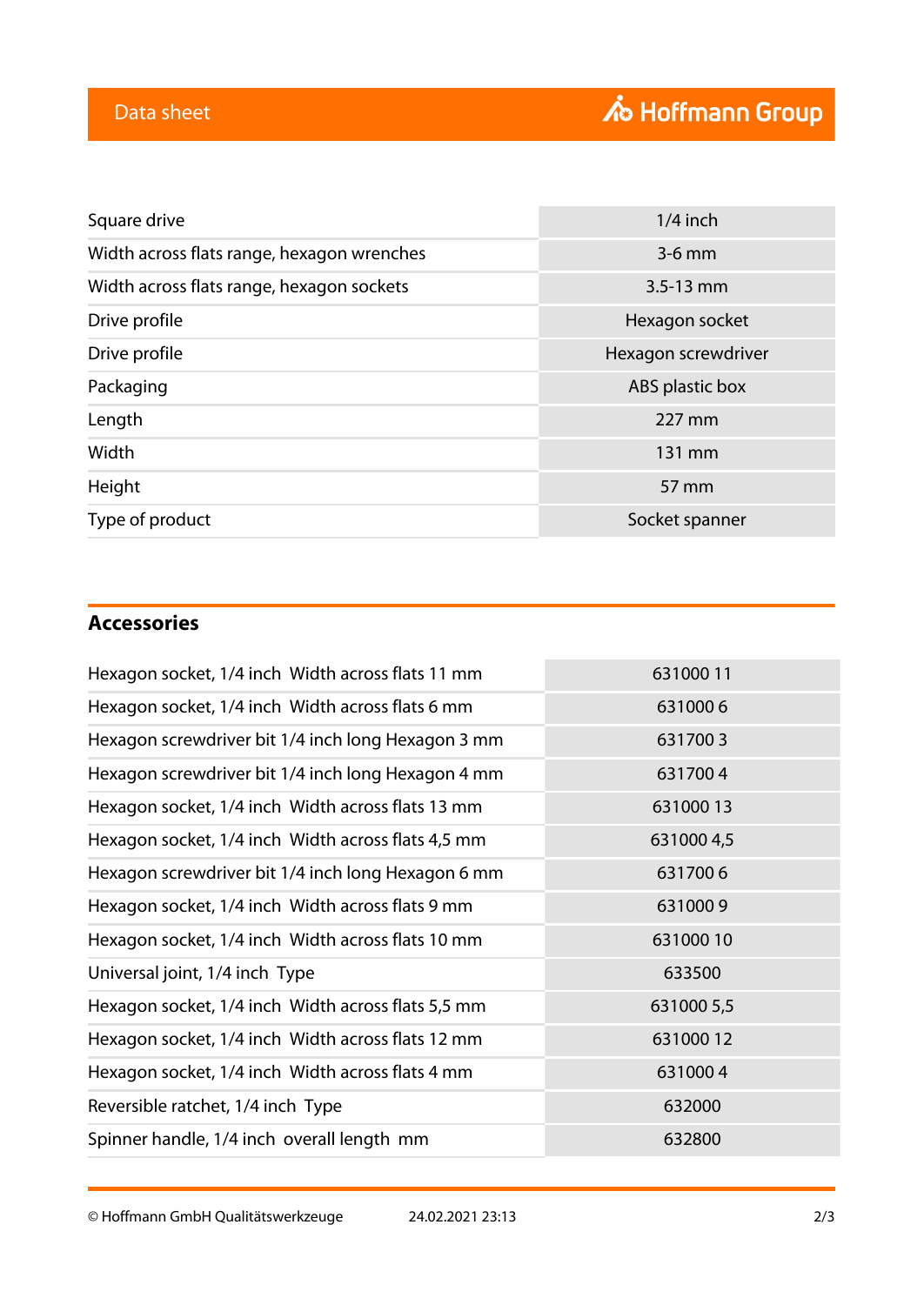| | |
|---|---|
| Square drive | 1/4 inch |
| Width across flats range, hexagon wrenches | 3-6 mm |
| Width across flats range, hexagon sockets | 3.5-13 mm |
| Drive profile | Hexagon socket |
| Drive profile | Hexagon screwdriver |
| Packaging | ABS plastic box |
| Length | 227 mm |
| Width | 131 mm |
| Height | 57 mm |
| Type of product | Socket spanner |

## Accessories

| | |
|---|---|
| Hexagon socket, 1/4 inch  Width across flats 11 mm | 631000 11 |
| Hexagon socket, 1/4 inch  Width across flats 6 mm | 631000 6 |
| Hexagon screwdriver bit 1/4 inch long Hexagon 3 mm | 631700 3 |
| Hexagon screwdriver bit 1/4 inch long Hexagon 4 mm | 631700 4 |
| Hexagon socket, 1/4 inch  Width across flats 13 mm | 631000 13 |
| Hexagon socket, 1/4 inch  Width across flats 4,5 mm | 631000 4,5 |
| Hexagon screwdriver bit 1/4 inch long Hexagon 6 mm | 631700 6 |
| Hexagon socket, 1/4 inch  Width across flats 9 mm | 631000 9 |
| Hexagon socket, 1/4 inch  Width across flats 10 mm | 631000 10 |
| Universal joint, 1/4 inch  Type | 633500 |
| Hexagon socket, 1/4 inch  Width across flats 5,5 mm | 631000 5,5 |
| Hexagon socket, 1/4 inch  Width across flats 12 mm | 631000 12 |
| Hexagon socket, 1/4 inch  Width across flats 4 mm | 631000 4 |
| Reversible ratchet, 1/4 inch  Type | 632000 |
| Spinner handle, 1/4 inch  overall length  mm | 632800 |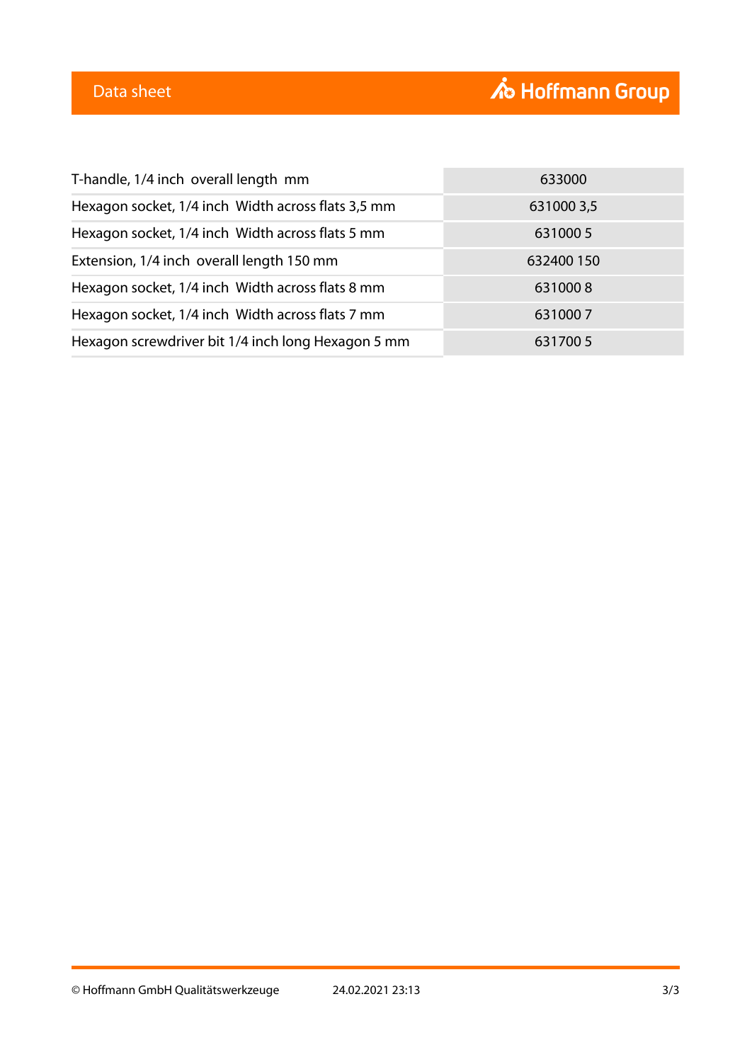| | |
|---|---|
| T-handle, 1/4 inch  overall length  mm | 633000 |
| Hexagon socket, 1/4 inch  Width across flats 3,5 mm | 631000 3,5 |
| Hexagon socket, 1/4 inch  Width across flats 5 mm | 631000 5 |
| Extension, 1/4 inch  overall length 150 mm | 632400 150 |
| Hexagon socket, 1/4 inch  Width across flats 8 mm | 631000 8 |
| Hexagon socket, 1/4 inch  Width across flats 7 mm | 631000 7 |
| Hexagon screwdriver bit 1/4 inch long Hexagon 5 mm | 631700 5 |